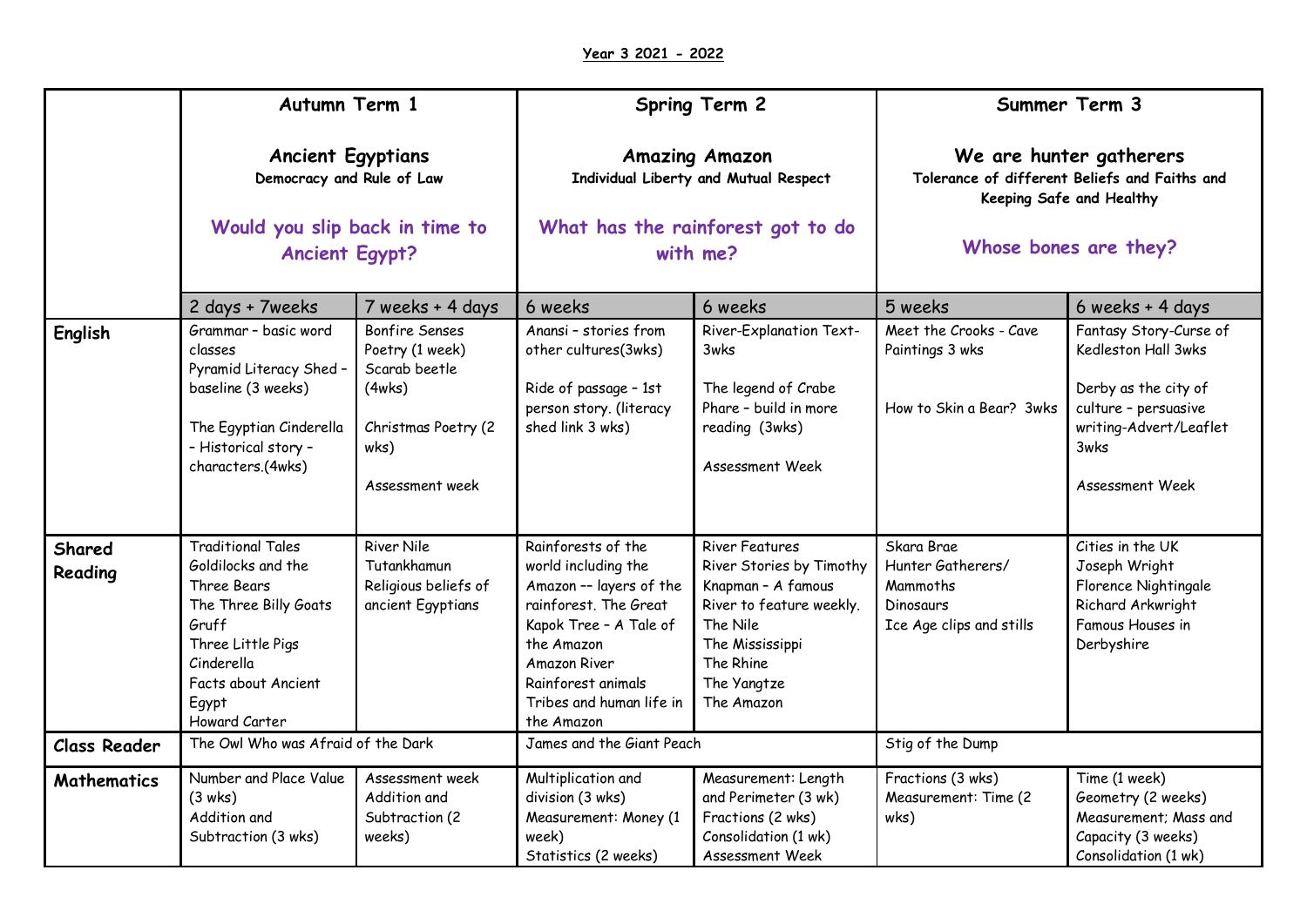**Year 3 2021 - 2022**

| | **Autumn Term 1**<br><br>**Ancient Egyptians**<br>**Democracy and Rule of Law**<br><br>**Would you slip back in time to Ancient Egypt?** | | **Spring Term 2**<br><br>**Amazing Amazon**<br>**Individual Liberty and Mutual Respect**<br><br>**What has the rainforest got to do with me?** | | **Summer Term 3**<br><br>**We are hunter gatherers**<br>**Tolerance of different Beliefs and Faiths and Keeping Safe and Healthy**<br><br>**Whose bones are they?** | |
|---|---|---|---|---|---|---|
| | 2 days + 7weeks | 7 weeks + 4 days | 6 weeks | 6 weeks | 5 weeks | 6 weeks + 4 days |
| **English** | Grammar – basic word classes<br>Pyramid Literacy Shed – baseline (3 weeks)<br><br>The Egyptian Cinderella – Historical story – characters.(4wks) | Bonfire Senses Poetry (1 week)<br>Scarab beetle (4wks)<br><br>Christmas Poetry (2 wks)<br><br>Assessment week | Anansi – stories from other cultures(3wks)<br><br>Ride of passage – 1st person story. (literacy shed link 3 wks) | River-Explanation Text-3wks<br><br>The legend of Crabe Phare – build in more reading (3wks)<br><br>Assessment Week | Meet the Crooks - Cave Paintings 3 wks<br><br>How to Skin a Bear? 3wks | Fantasy Story-Curse of Kedleston Hall 3wks<br><br>Derby as the city of culture – persuasive writing-Advert/Leaflet 3wks<br><br>Assessment Week |
| **Shared Reading** | Traditional Tales<br>Goldilocks and the Three Bears<br>The Three Billy Goats Gruff<br>Three Little Pigs<br>Cinderella<br>Facts about Ancient Egypt<br>Howard Carter | River Nile<br>Tutankhamun<br>Religious beliefs of ancient Egyptians | Rainforests of the world including the Amazon –- layers of the rainforest. The Great Kapok Tree – A Tale of the Amazon<br>Amazon River<br>Rainforest animals<br>Tribes and human life in the Amazon | River Features<br>River Stories by Timothy Knapman – A famous River to feature weekly.<br>The Nile<br>The Mississippi<br>The Rhine<br>The Yangtze<br>The Amazon | Skara Brae<br>Hunter Gatherers/ Mammoths<br>Dinosaurs<br>Ice Age clips and stills | Cities in the UK<br>Joseph Wright<br>Florence Nightingale<br>Richard Arkwright<br>Famous Houses in Derbyshire |
| **Class Reader** | The Owl Who was Afraid of the Dark | | James and the Giant Peach | | Stig of the Dump | |
| **Mathematics** | Number and Place Value (3 wks)<br>Addition and Subtraction (3 wks) | Assessment week<br>Addition and Subtraction (2 weeks) | Multiplication and division (3 wks)<br>Measurement: Money (1 week)<br>Statistics (2 weeks) | Measurement: Length and Perimeter (3 wk)<br>Fractions (2 wks)<br>Consolidation (1 wk)<br>Assessment Week | Fractions (3 wks)<br>Measurement: Time (2 wks) | Time (1 week)<br>Geometry (2 weeks)<br>Measurement; Mass and Capacity (3 weeks)<br>Consolidation (1 wk) |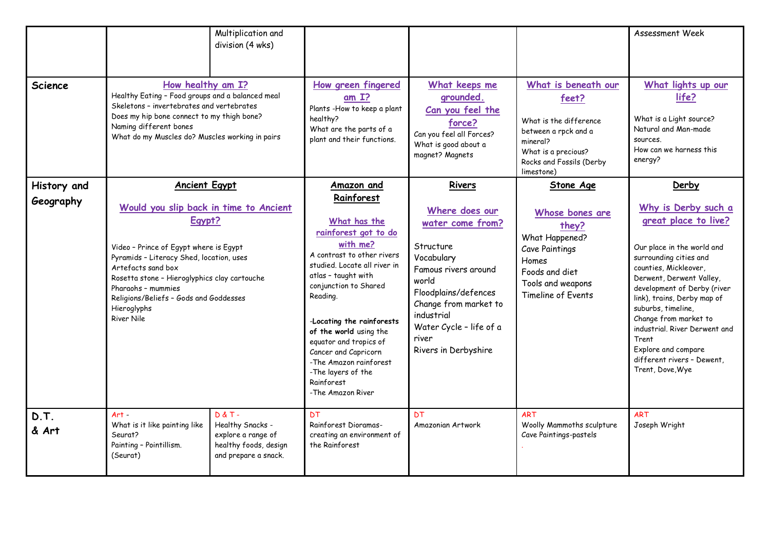| | | | | | | |
|---|---|---|---|---|---|---|
| | | Multiplication and division (4 wks) | | | | Assessment Week |
| **Science** | **How healthy am I?**<br>Healthy Eating – Food groups and a balanced meal<br>Skeletons – invertebrates and vertebrates<br>Does my hip bone connect to my thigh bone?<br>Naming different bones<br>What do my Muscles do? Muscles working in pairs | | **How green fingered am I?**<br>Plants -How to keep a plant healthy?<br>What are the parts of a plant and their functions. | **What keeps me grounded.**<br>**Can you feel the force?**<br>Can you feel all Forces?<br>What is good about a magnet? Magnets | **What is beneath our feet?**<br>What is the difference between a rpck and a mineral?<br>What is a precious?<br>Rocks and Fossils (Derby limestone) | **What lights up our life?**<br>What is a Light source?<br>Natural and Man-made sources.<br>How can we harness this energy? |
| **History and Geography** | **Ancient Egypt**<br>**Would you slip back in time to Ancient Egypt?**<br>Video – Prince of Egypt where is Egypt<br>Pyramids – Literacy Shed, location, uses<br>Artefacts sand box<br>Rosetta stone – Hieroglyphics clay cartouche<br>Pharaohs – mummies<br>Religions/Beliefs – Gods and Goddesses<br>Hieroglyphs<br>River Nile | | **Amazon and Rainforest**<br>**What has the rainforest got to do with me?**<br>A contrast to other rivers studied. Locate all river in atlas – taught with conjunction to Shared Reading.<br>-**Locating the rainforests of the world** using the equator and tropics of Cancer and Capricorn<br>-The Amazon rainforest<br>-The layers of the Rainforest<br>-The Amazon River | **Rivers**<br>**Where does our water come from?**<br>Structure<br>Vocabulary<br>Famous rivers around world<br>Floodplains/defences<br>Change from market to industrial<br>Water Cycle – life of a river<br>Rivers in Derbyshire | **Stone Age**<br>**Whose bones are they?**<br>What Happened?<br>Cave Paintings<br>Homes<br>Foods and diet<br>Tools and weapons<br>Timeline of Events | **Derby**<br>**Why is Derby such a great place to live?**<br>Our place in the world and surrounding cities and counties, Mickleover, Derwent, Derwent Valley, development of Derby (river link), trains, Derby map of suburbs, timeline,<br>Change from market to industrial. River Derwent and Trent<br>Explore and compare different rivers – Dewent, Trent, Dove,Wye |
| **D.T. & Art** | Art -<br>What is it like painting like Seurat?<br>Painting – Pointillism. (Seurat) | D & T -<br>Healthy Snacks - explore a range of healthy foods, design and prepare a snack. | DT<br>Rainforest Dioramas- creating an environment of the Rainforest | DT<br>Amazonian Artwork | ART<br>Woolly Mammoths sculpture<br>Cave Paintings-pastels<br>. | ART<br>Joseph Wright |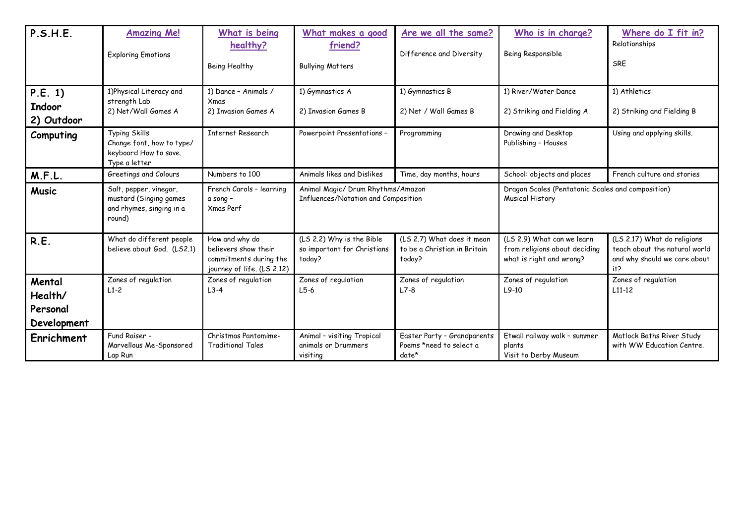| | | | | | | |
|---|---|---|---|---|---|---|
| **P.S.H.E.** | **Amazing Me!**<br>Exploring Emotions | **What is being healthy?**<br>Being Healthy | **What makes a good friend?**<br>Bullying Matters | **Are we all the same?**<br>Difference and Diversity | **Who is in charge?**<br>Being Responsible | **Where do I fit in?**<br>Relationships<br>SRE |
| **P.E. 1) Indoor 2) Outdoor** | 1)Physical Literacy and strength Lab<br>2) Net/Wall Games A | 1) Dance – Animals / Xmas<br>2) Invasion Games A | 1) Gymnastics A<br>2) Invasion Games B | 1) Gymnastics B<br>2) Net / Wall Games B | 1) River/Water Dance<br>2) Striking and Fielding A | 1) Athletics<br>2) Striking and Fielding B |
| **Computing** | Typing Skills<br>Change font, how to type/ keyboard How to save.<br>Type a letter | Internet Research | Powerpoint Presentations – | Programming | Drawing and Desktop Publishing – Houses | Using and applying skills. |
| **M.F.L.** | Greetings and Colours | Numbers to 100 | Animals likes and Dislikes | Time, day months, hours | School: objects and places | French culture and stories |
| **Music** | Salt, pepper, vinegar, mustard (Singing games and rhymes, singing in a round) | French Carols – learning a song –<br>Xmas Perf | Animal Magic/ Drum Rhythms/Amazon Influences/Notation and Composition | | Dragon Scales (Pentatonic Scales and composition)<br>Musical History | |
| **R.E.** | What do different people believe about God. (LS2.1) | How and why do believers show their commitments during the journey of life. (LS 2.12) | (LS 2.2) Why is the Bible so important for Christians today? | (LS 2.7) What does it mean to be a Christian in Britain today? | (LS 2.9) What can we learn from religions about deciding what is right and wrong? | (LS 2.17) What do religions teach about the natural world and why should we care about it? |
| **Mental Health/ Personal Development** | Zones of regulation<br>L1-2 | Zones of regulation<br>L3-4 | Zones of regulation<br>L5-6 | Zones of regulation<br>L7-8 | Zones of regulation<br>L9-10 | Zones of regulation<br>L11-12 |
| **Enrichment** | Fund Raiser - Marvellous Me-Sponsored Lap Run | Christmas Pantomime- Traditional Tales | Animal – visiting Tropical animals or Drummers visiting | Easter Party – Grandparents Poems *need to select a date* | Etwall railway walk – summer plants<br>Visit to Derby Museum | Matlock Baths River Study with WW Education Centre. |